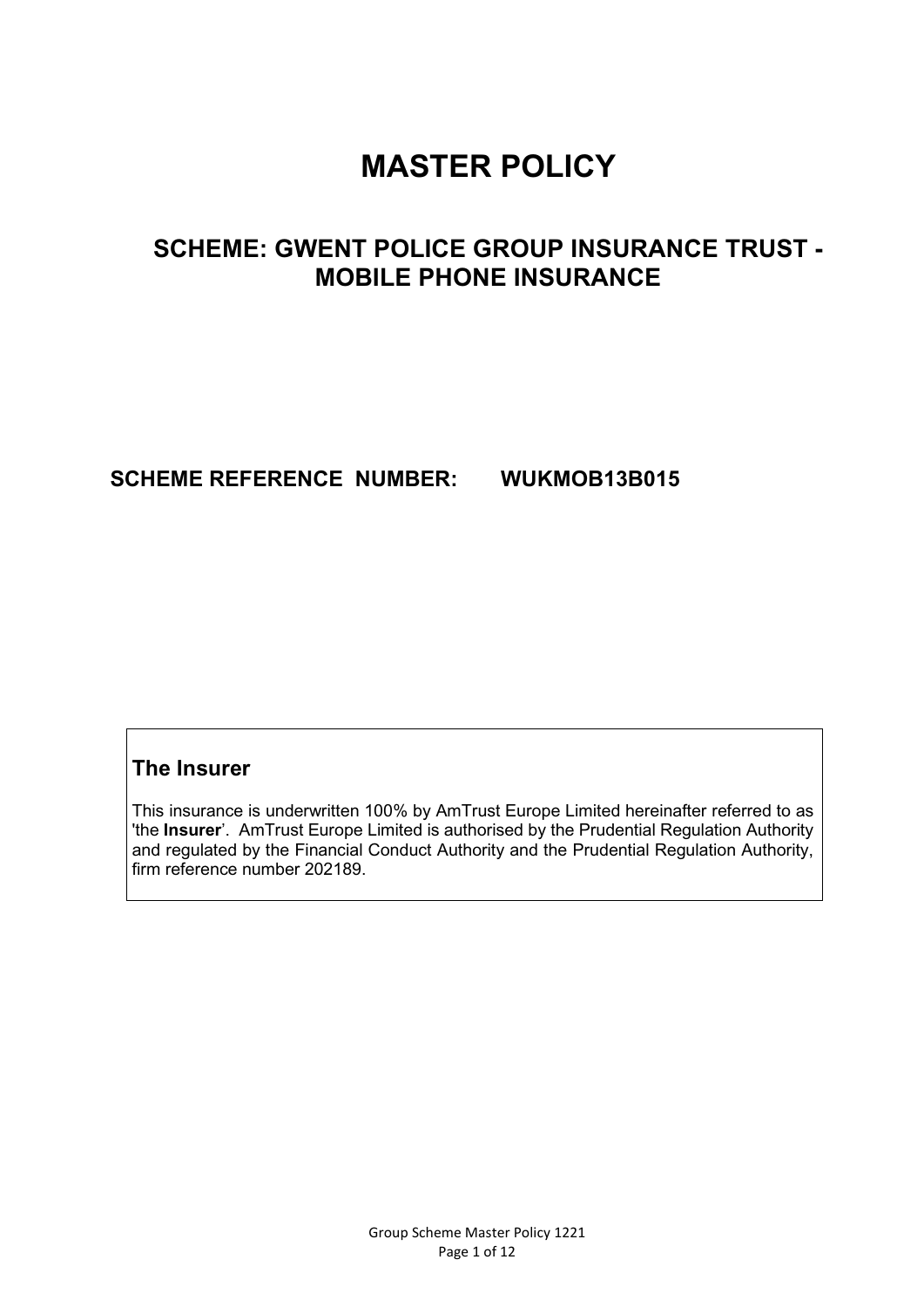# MASTER POLICY

## SCHEME: GWENT POLICE GROUP INSURANCE TRUST - MOBILE PHONE INSURANCE

**SCHEME REFERENCE NUMBER: WUKMOB13B015**

### The Insurer

This insurance is underwritten 100% by AmTrust Europe Limited hereinafter referred to as 'the **Insurer**'. AmTrust Europe Limited is authorised by the Prudential Regulation Authority and regulated by the Financial Conduct Authority and the Prudential Regulation Authority, firm reference number 202189.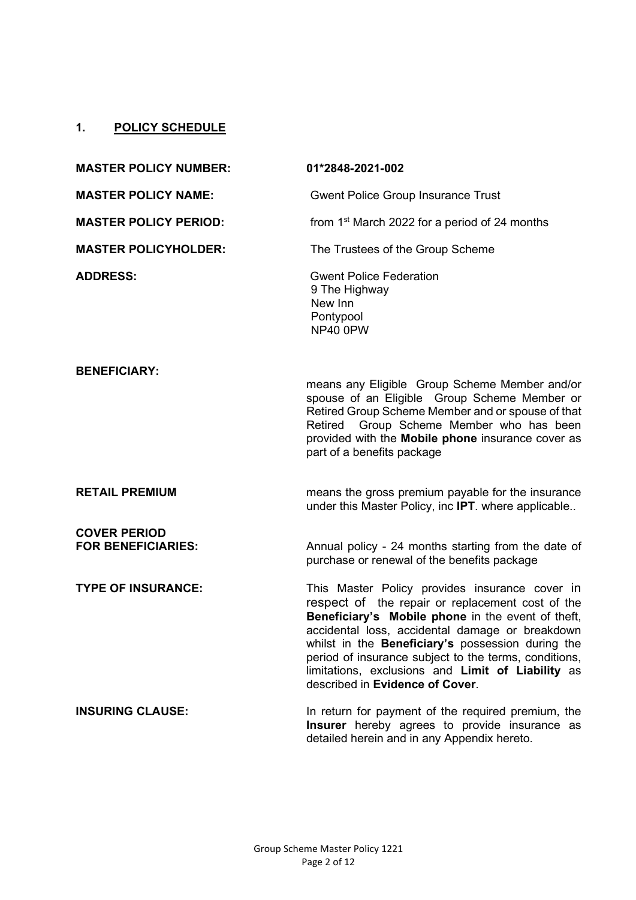## 1. POLICY SCHEDULE

**MASTER POLICY NUMBER:** **01*2848-2021-002**

**MASTER POLICY NAME:** Gwent Police Group Insurance Trust

**MASTER POLICY PERIOD:** from 1st March 2022 for a period of 24 months

**MASTER POLICYHOLDER:** The Trustees of the Group Scheme

**ADDRESS:** Gwent Police Federation
9 The Highway
New Inn
Pontypool
NP40 0PW

**BENEFICIARY:** means any Eligible Group Scheme Member and/or spouse of an Eligible Group Scheme Member or Retired Group Scheme Member and or spouse of that Retired Group Scheme Member who has been provided with the **Mobile phone** insurance cover as part of a benefits package

**RETAIL PREMIUM** means the gross premium payable for the insurance under this Master Policy, inc **IPT**. where applicable..

**COVER PERIOD FOR BENEFICIARIES:** Annual policy - 24 months starting from the date of purchase or renewal of the benefits package

**TYPE OF INSURANCE:** This Master Policy provides insurance cover in respect of the repair or replacement cost of the **Beneficiary's Mobile phone** in the event of theft, accidental loss, accidental damage or breakdown whilst in the **Beneficiary's** possession during the period of insurance subject to the terms, conditions, limitations, exclusions and **Limit of Liability** as described in **Evidence of Cover**.

**INSURING CLAUSE:** In return for payment of the required premium, the **Insurer** hereby agrees to provide insurance as detailed herein and in any Appendix hereto.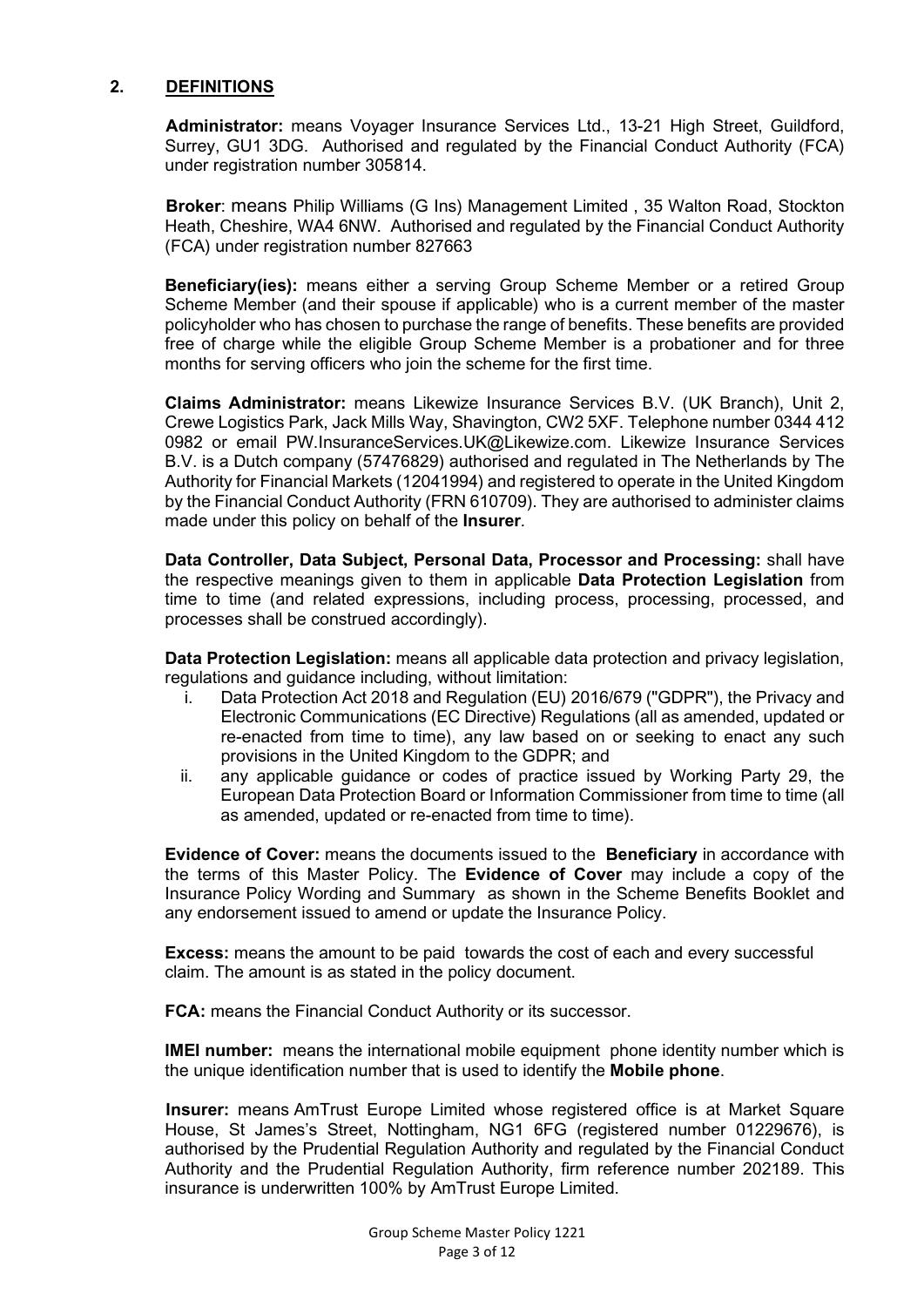## 2. DEFINITIONS

**Administrator:** means Voyager Insurance Services Ltd., 13-21 High Street, Guildford, Surrey, GU1 3DG. Authorised and regulated by the Financial Conduct Authority (FCA) under registration number 305814.

**Broker**: means Philip Williams (G Ins) Management Limited , 35 Walton Road, Stockton Heath, Cheshire, WA4 6NW. Authorised and regulated by the Financial Conduct Authority (FCA) under registration number 827663

**Beneficiary(ies):** means either a serving Group Scheme Member or a retired Group Scheme Member (and their spouse if applicable) who is a current member of the master policyholder who has chosen to purchase the range of benefits. These benefits are provided free of charge while the eligible Group Scheme Member is a probationer and for three months for serving officers who join the scheme for the first time.

**Claims Administrator:** means Likewize Insurance Services B.V. (UK Branch), Unit 2, Crewe Logistics Park, Jack Mills Way, Shavington, CW2 5XF. Telephone number 0344 412 0982 or email PW.InsuranceServices.UK@Likewize.com. Likewize Insurance Services B.V. is a Dutch company (57476829) authorised and regulated in The Netherlands by The Authority for Financial Markets (12041994) and registered to operate in the United Kingdom by the Financial Conduct Authority (FRN 610709). They are authorised to administer claims made under this policy on behalf of the **Insurer**.

**Data Controller, Data Subject, Personal Data, Processor and Processing:** shall have the respective meanings given to them in applicable **Data Protection Legislation** from time to time (and related expressions, including process, processing, processed, and processes shall be construed accordingly).

**Data Protection Legislation:** means all applicable data protection and privacy legislation, regulations and guidance including, without limitation:

i. Data Protection Act 2018 and Regulation (EU) 2016/679 ("GDPR"), the Privacy and Electronic Communications (EC Directive) Regulations (all as amended, updated or re-enacted from time to time), any law based on or seeking to enact any such provisions in the United Kingdom to the GDPR; and
ii. any applicable guidance or codes of practice issued by Working Party 29, the European Data Protection Board or Information Commissioner from time to time (all as amended, updated or re-enacted from time to time).

**Evidence of Cover:** means the documents issued to the **Beneficiary** in accordance with the terms of this Master Policy. The **Evidence of Cover** may include a copy of the Insurance Policy Wording and Summary as shown in the Scheme Benefits Booklet and any endorsement issued to amend or update the Insurance Policy.

**Excess:** means the amount to be paid towards the cost of each and every successful claim. The amount is as stated in the policy document.

**FCA:** means the Financial Conduct Authority or its successor.

**IMEI number:** means the international mobile equipment phone identity number which is the unique identification number that is used to identify the **Mobile phone**.

**Insurer:** means AmTrust Europe Limited whose registered office is at Market Square House, St James's Street, Nottingham, NG1 6FG (registered number 01229676), is authorised by the Prudential Regulation Authority and regulated by the Financial Conduct Authority and the Prudential Regulation Authority, firm reference number 202189. This insurance is underwritten 100% by AmTrust Europe Limited.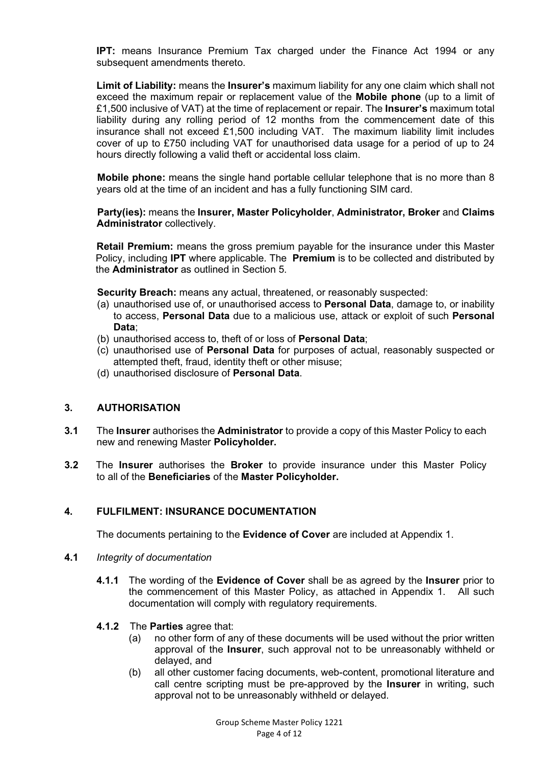**IPT:** means Insurance Premium Tax charged under the Finance Act 1994 or any subsequent amendments thereto.

**Limit of Liability:** means the **Insurer's** maximum liability for any one claim which shall not exceed the maximum repair or replacement value of the **Mobile phone** (up to a limit of £1,500 inclusive of VAT) at the time of replacement or repair. The **Insurer's** maximum total liability during any rolling period of 12 months from the commencement date of this insurance shall not exceed £1,500 including VAT. The maximum liability limit includes cover of up to £750 including VAT for unauthorised data usage for a period of up to 24 hours directly following a valid theft or accidental loss claim.

**Mobile phone:** means the single hand portable cellular telephone that is no more than 8 years old at the time of an incident and has a fully functioning SIM card.

**Party(ies):** means the **Insurer, Master Policyholder**, **Administrator, Broker** and **Claims Administrator** collectively.

**Retail Premium:** means the gross premium payable for the insurance under this Master Policy, including **IPT** where applicable. The **Premium** is to be collected and distributed by the **Administrator** as outlined in Section 5.

**Security Breach:** means any actual, threatened, or reasonably suspected:

(a) unauthorised use of, or unauthorised access to **Personal Data**, damage to, or inability to access, **Personal Data** due to a malicious use, attack or exploit of such **Personal Data**;
(b) unauthorised access to, theft of or loss of **Personal Data**;
(c) unauthorised use of **Personal Data** for purposes of actual, reasonably suspected or attempted theft, fraud, identity theft or other misuse;
(d) unauthorised disclosure of **Personal Data**.

## 3. AUTHORISATION

**3.1** The **Insurer** authorises the **Administrator** to provide a copy of this Master Policy to each new and renewing Master **Policyholder.**

**3.2** The **Insurer** authorises the **Broker** to provide insurance under this Master Policy to all of the **Beneficiaries** of the **Master Policyholder.**

## 4. FULFILMENT: INSURANCE DOCUMENTATION

The documents pertaining to the **Evidence of Cover** are included at Appendix 1.

**4.1** *Integrity of documentation*

**4.1.1** The wording of the **Evidence of Cover** shall be as agreed by the **Insurer** prior to the commencement of this Master Policy, as attached in Appendix 1. All such documentation will comply with regulatory requirements.

**4.1.2** The **Parties** agree that:

(a) no other form of any of these documents will be used without the prior written approval of the **Insurer**, such approval not to be unreasonably withheld or delayed, and
(b) all other customer facing documents, web-content, promotional literature and call centre scripting must be pre-approved by the **Insurer** in writing, such approval not to be unreasonably withheld or delayed.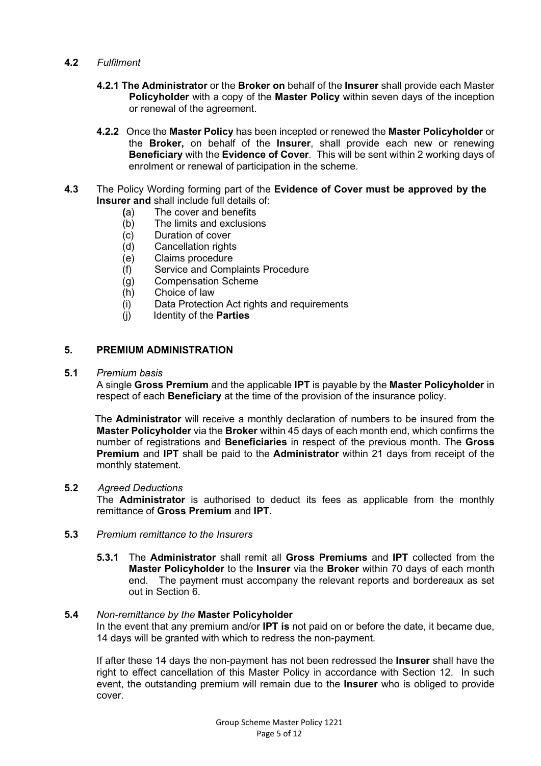**4.2** *Fulfilment*

**4.2.1 The Administrator** or the **Broker on** behalf of the **Insurer** shall provide each Master **Policyholder** with a copy of the **Master Policy** within seven days of the inception or renewal of the agreement.

**4.2.2** Once the **Master Policy** has been incepted or renewed the **Master Policyholder** or the **Broker,** on behalf of the **Insurer**, shall provide each new or renewing **Beneficiary** with the **Evidence of Cover**. This will be sent within 2 working days of enrolment or renewal of participation in the scheme.

**4.3** The Policy Wording forming part of the **Evidence of Cover must be approved by the Insurer and** shall include full details of:

- (a) The cover and benefits
- (b) The limits and exclusions
- (c) Duration of cover
- (d) Cancellation rights
- (e) Claims procedure
- (f) Service and Complaints Procedure
- (g) Compensation Scheme
- (h) Choice of law
- (i) Data Protection Act rights and requirements
- (j) Identity of the **Parties**

## 5. PREMIUM ADMINISTRATION

**5.1** *Premium basis*

A single **Gross Premium** and the applicable **IPT** is payable by the **Master Policyholder** in respect of each **Beneficiary** at the time of the provision of the insurance policy.

The **Administrator** will receive a monthly declaration of numbers to be insured from the **Master Policyholder** via the **Broker** within 45 days of each month end, which confirms the number of registrations and **Beneficiaries** in respect of the previous month. The **Gross Premium** and **IPT** shall be paid to the **Administrator** within 21 days from receipt of the monthly statement.

**5.2** *Agreed Deductions*

The **Administrator** is authorised to deduct its fees as applicable from the monthly remittance of **Gross Premium** and **IPT.**

**5.3** *Premium remittance to the Insurers*

**5.3.1** The **Administrator** shall remit all **Gross Premiums** and **IPT** collected from the **Master Policyholder** to the **Insurer** via the **Broker** within 70 days of each month end. The payment must accompany the relevant reports and bordereaux as set out in Section 6.

**5.4** *Non-remittance by the* **Master Policyholder**

In the event that any premium and/or **IPT is** not paid on or before the date, it became due, 14 days will be granted with which to redress the non-payment.

If after these 14 days the non-payment has not been redressed the **Insurer** shall have the right to effect cancellation of this Master Policy in accordance with Section 12. In such event, the outstanding premium will remain due to the **Insurer** who is obliged to provide cover.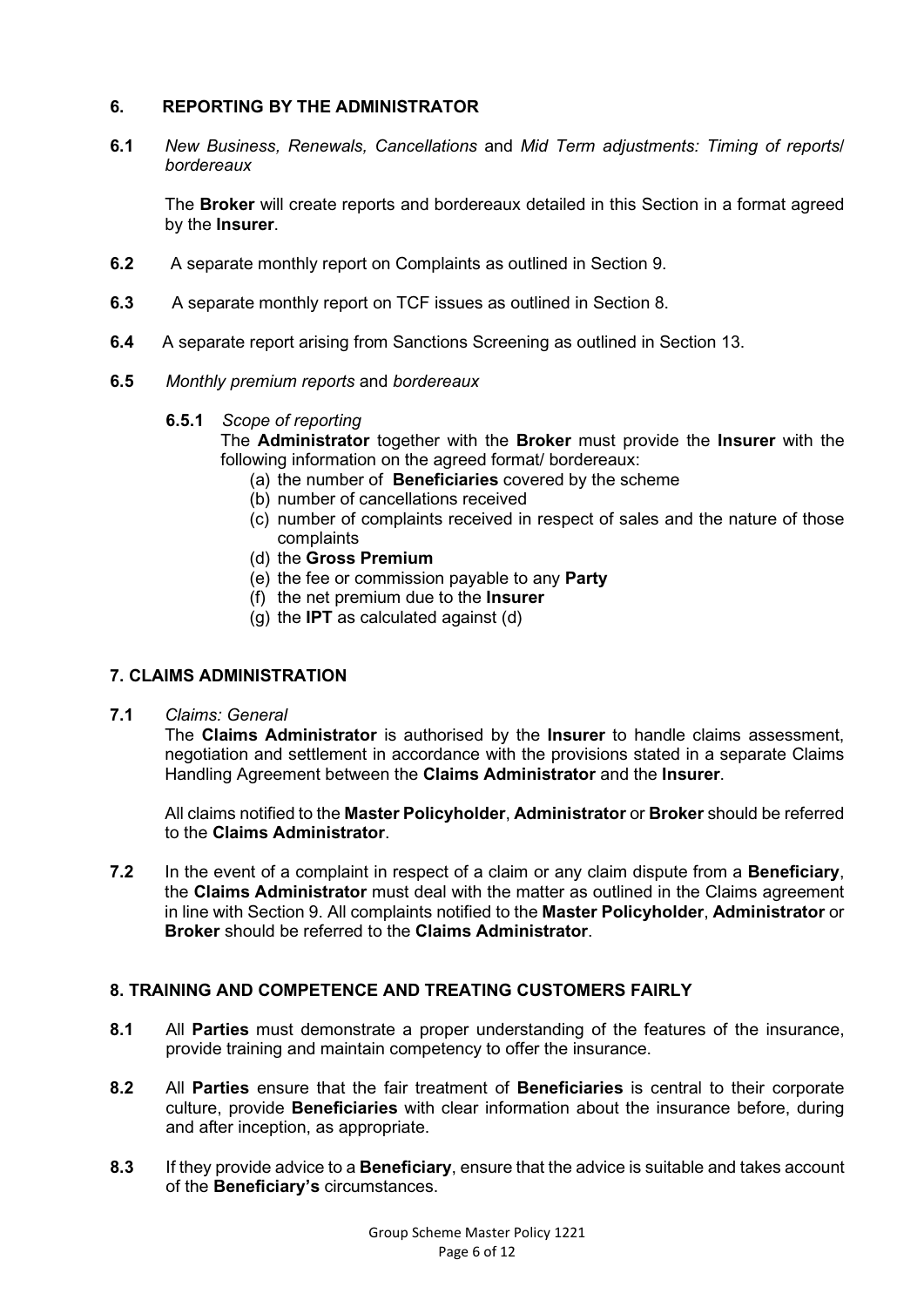## 6. REPORTING BY THE ADMINISTRATOR

**6.1** *New Business, Renewals, Cancellations* and *Mid Term adjustments: Timing of reports/ bordereaux*

The **Broker** will create reports and bordereaux detailed in this Section in a format agreed by the **Insurer**.

**6.2** A separate monthly report on Complaints as outlined in Section 9.

**6.3** A separate monthly report on TCF issues as outlined in Section 8.

**6.4** A separate report arising from Sanctions Screening as outlined in Section 13.

**6.5** *Monthly premium reports* and *bordereaux*

**6.5.1** *Scope of reporting*

The **Administrator** together with the **Broker** must provide the **Insurer** with the following information on the agreed format/ bordereaux:

(a) the number of **Beneficiaries** covered by the scheme
(b) number of cancellations received
(c) number of complaints received in respect of sales and the nature of those complaints
(d) the **Gross Premium**
(e) the fee or commission payable to any **Party**
(f) the net premium due to the **Insurer**
(g) the **IPT** as calculated against (d)

## 7. CLAIMS ADMINISTRATION

**7.1** *Claims: General*

The **Claims Administrator** is authorised by the **Insurer** to handle claims assessment, negotiation and settlement in accordance with the provisions stated in a separate Claims Handling Agreement between the **Claims Administrator** and the **Insurer**.

All claims notified to the **Master Policyholder**, **Administrator** or **Broker** should be referred to the **Claims Administrator**.

**7.2** In the event of a complaint in respect of a claim or any claim dispute from a **Beneficiary**, the **Claims Administrator** must deal with the matter as outlined in the Claims agreement in line with Section 9. All complaints notified to the **Master Policyholder**, **Administrator** or **Broker** should be referred to the **Claims Administrator**.

## 8. TRAINING AND COMPETENCE AND TREATING CUSTOMERS FAIRLY

**8.1** All **Parties** must demonstrate a proper understanding of the features of the insurance, provide training and maintain competency to offer the insurance.

**8.2** All **Parties** ensure that the fair treatment of **Beneficiaries** is central to their corporate culture, provide **Beneficiaries** with clear information about the insurance before, during and after inception, as appropriate.

**8.3** If they provide advice to a **Beneficiary**, ensure that the advice is suitable and takes account of the **Beneficiary's** circumstances.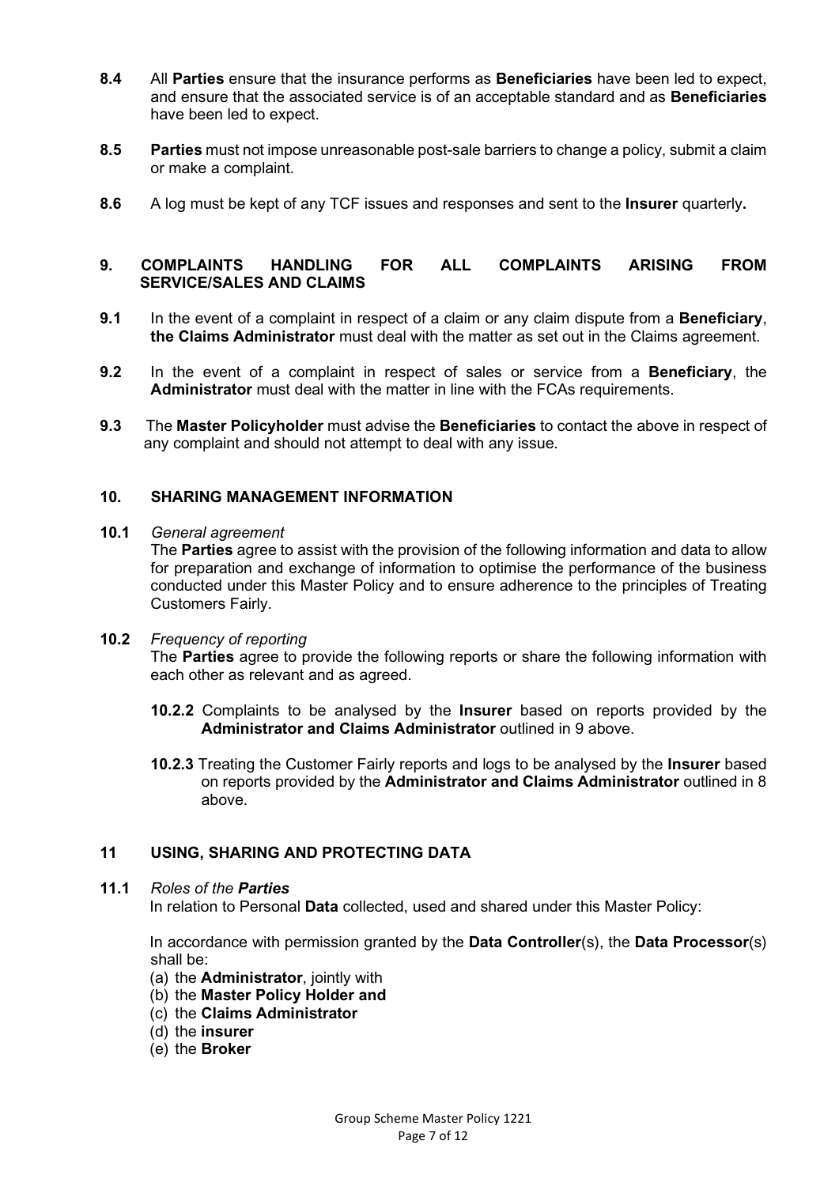**8.4** All **Parties** ensure that the insurance performs as **Beneficiaries** have been led to expect, and ensure that the associated service is of an acceptable standard and as **Beneficiaries** have been led to expect.

**8.5** **Parties** must not impose unreasonable post-sale barriers to change a policy, submit a claim or make a complaint.

**8.6** A log must be kept of any TCF issues and responses and sent to the **Insurer** quarterly**.**

## 9. COMPLAINTS HANDLING FOR ALL COMPLAINTS ARISING FROM SERVICE/SALES AND CLAIMS

**9.1** In the event of a complaint in respect of a claim or any claim dispute from a **Beneficiary**, **the Claims Administrator** must deal with the matter as set out in the Claims agreement.

**9.2** In the event of a complaint in respect of sales or service from a **Beneficiary**, the **Administrator** must deal with the matter in line with the FCAs requirements.

**9.3** The **Master Policyholder** must advise the **Beneficiaries** to contact the above in respect of any complaint and should not attempt to deal with any issue.

## 10. SHARING MANAGEMENT INFORMATION

**10.1** *General agreement*

The **Parties** agree to assist with the provision of the following information and data to allow for preparation and exchange of information to optimise the performance of the business conducted under this Master Policy and to ensure adherence to the principles of Treating Customers Fairly.

**10.2** *Frequency of reporting*

The **Parties** agree to provide the following reports or share the following information with each other as relevant and as agreed.

**10.2.2** Complaints to be analysed by the **Insurer** based on reports provided by the **Administrator and Claims Administrator** outlined in 9 above.

**10.2.3** Treating the Customer Fairly reports and logs to be analysed by the **Insurer** based on reports provided by the **Administrator and Claims Administrator** outlined in 8 above.

## 11 USING, SHARING AND PROTECTING DATA

**11.1** *Roles of the **Parties***

In relation to Personal **Data** collected, used and shared under this Master Policy:

In accordance with permission granted by the **Data Controller**(s), the **Data Processor**(s) shall be:

(a) the **Administrator**, jointly with
(b) the **Master Policy Holder and**
(c) the **Claims Administrator**
(d) the **insurer**
(e) the **Broker**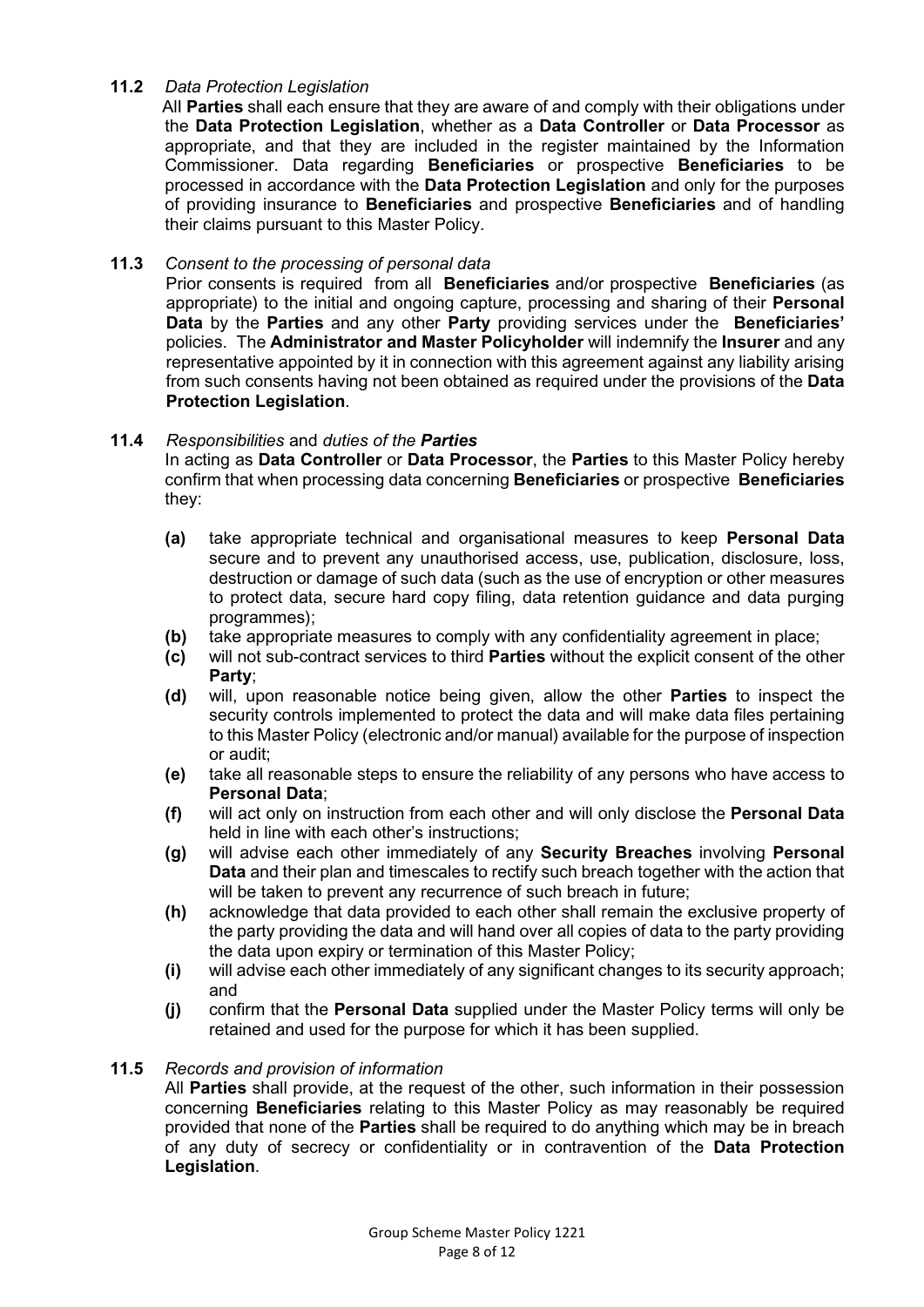**11.2** *Data Protection Legislation*

All **Parties** shall each ensure that they are aware of and comply with their obligations under the **Data Protection Legislation**, whether as a **Data Controller** or **Data Processor** as appropriate, and that they are included in the register maintained by the Information Commissioner. Data regarding **Beneficiaries** or prospective **Beneficiaries** to be processed in accordance with the **Data Protection Legislation** and only for the purposes of providing insurance to **Beneficiaries** and prospective **Beneficiaries** and of handling their claims pursuant to this Master Policy.

**11.3** *Consent to the processing of personal data*

Prior consents is required from all **Beneficiaries** and/or prospective **Beneficiaries** (as appropriate) to the initial and ongoing capture, processing and sharing of their **Personal Data** by the **Parties** and any other **Party** providing services under the **Beneficiaries'** policies. The **Administrator and Master Policyholder** will indemnify the **Insurer** and any representative appointed by it in connection with this agreement against any liability arising from such consents having not been obtained as required under the provisions of the **Data Protection Legislation**.

**11.4** *Responsibilities* and *duties of the **Parties***

In acting as **Data Controller** or **Data Processor**, the **Parties** to this Master Policy hereby confirm that when processing data concerning **Beneficiaries** or prospective **Beneficiaries** they:

- **(a)** take appropriate technical and organisational measures to keep **Personal Data** secure and to prevent any unauthorised access, use, publication, disclosure, loss, destruction or damage of such data (such as the use of encryption or other measures to protect data, secure hard copy filing, data retention guidance and data purging programmes);
- **(b)** take appropriate measures to comply with any confidentiality agreement in place;
- **(c)** will not sub-contract services to third **Parties** without the explicit consent of the other **Party**;
- **(d)** will, upon reasonable notice being given, allow the other **Parties** to inspect the security controls implemented to protect the data and will make data files pertaining to this Master Policy (electronic and/or manual) available for the purpose of inspection or audit;
- **(e)** take all reasonable steps to ensure the reliability of any persons who have access to **Personal Data**;
- **(f)** will act only on instruction from each other and will only disclose the **Personal Data** held in line with each other's instructions;
- **(g)** will advise each other immediately of any **Security Breaches** involving **Personal Data** and their plan and timescales to rectify such breach together with the action that will be taken to prevent any recurrence of such breach in future;
- **(h)** acknowledge that data provided to each other shall remain the exclusive property of the party providing the data and will hand over all copies of data to the party providing the data upon expiry or termination of this Master Policy;
- **(i)** will advise each other immediately of any significant changes to its security approach; and
- **(j)** confirm that the **Personal Data** supplied under the Master Policy terms will only be retained and used for the purpose for which it has been supplied.

**11.5** *Records and provision of information*

All **Parties** shall provide, at the request of the other, such information in their possession concerning **Beneficiaries** relating to this Master Policy as may reasonably be required provided that none of the **Parties** shall be required to do anything which may be in breach of any duty of secrecy or confidentiality or in contravention of the **Data Protection Legislation**.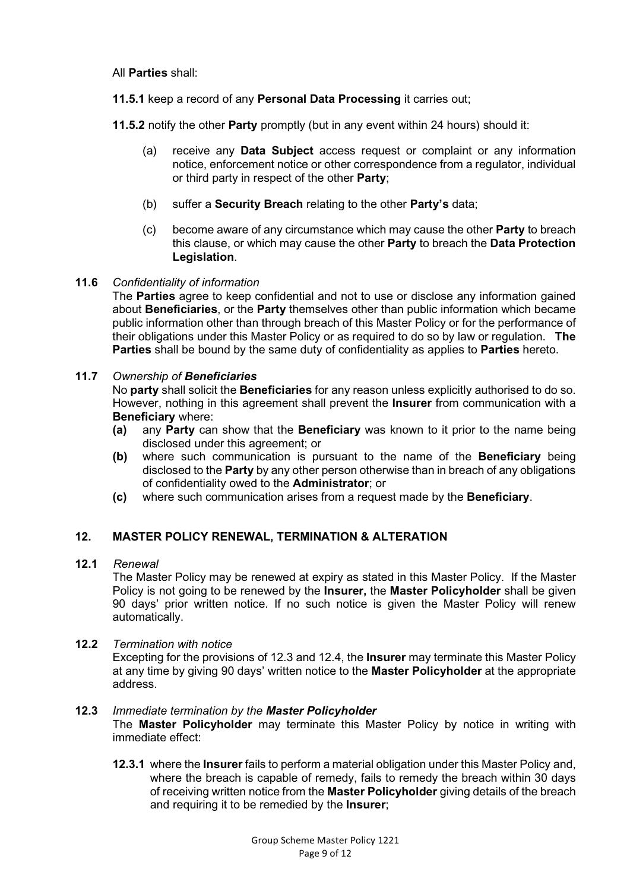All **Parties** shall:

**11.5.1** keep a record of any **Personal Data Processing** it carries out;

**11.5.2** notify the other **Party** promptly (but in any event within 24 hours) should it:

(a) receive any **Data Subject** access request or complaint or any information notice, enforcement notice or other correspondence from a regulator, individual or third party in respect of the other **Party**;

(b) suffer a **Security Breach** relating to the other **Party's** data;

(c) become aware of any circumstance which may cause the other **Party** to breach this clause, or which may cause the other **Party** to breach the **Data Protection Legislation**.

**11.6** *Confidentiality of information*

The **Parties** agree to keep confidential and not to use or disclose any information gained about **Beneficiaries**, or the **Party** themselves other than public information which became public information other than through breach of this Master Policy or for the performance of their obligations under this Master Policy or as required to do so by law or regulation. **The Parties** shall be bound by the same duty of confidentiality as applies to **Parties** hereto.

**11.7** *Ownership of **Beneficiaries***

No **party** shall solicit the **Beneficiaries** for any reason unless explicitly authorised to do so. However, nothing in this agreement shall prevent the **Insurer** from communication with a **Beneficiary** where:

**(a)** any **Party** can show that the **Beneficiary** was known to it prior to the name being disclosed under this agreement; or

**(b)** where such communication is pursuant to the name of the **Beneficiary** being disclosed to the **Party** by any other person otherwise than in breach of any obligations of confidentiality owed to the **Administrator**; or

**(c)** where such communication arises from a request made by the **Beneficiary**.

## 12. MASTER POLICY RENEWAL, TERMINATION & ALTERATION

**12.1** *Renewal*

The Master Policy may be renewed at expiry as stated in this Master Policy. If the Master Policy is not going to be renewed by the **Insurer,** the **Master Policyholder** shall be given 90 days' prior written notice. If no such notice is given the Master Policy will renew automatically.

**12.2** *Termination with notice*

Excepting for the provisions of 12.3 and 12.4, the **Insurer** may terminate this Master Policy at any time by giving 90 days' written notice to the **Master Policyholder** at the appropriate address.

**12.3** *Immediate termination by the **Master Policyholder***

The **Master Policyholder** may terminate this Master Policy by notice in writing with immediate effect:

**12.3.1** where the **Insurer** fails to perform a material obligation under this Master Policy and, where the breach is capable of remedy, fails to remedy the breach within 30 days of receiving written notice from the **Master Policyholder** giving details of the breach and requiring it to be remedied by the **Insurer**;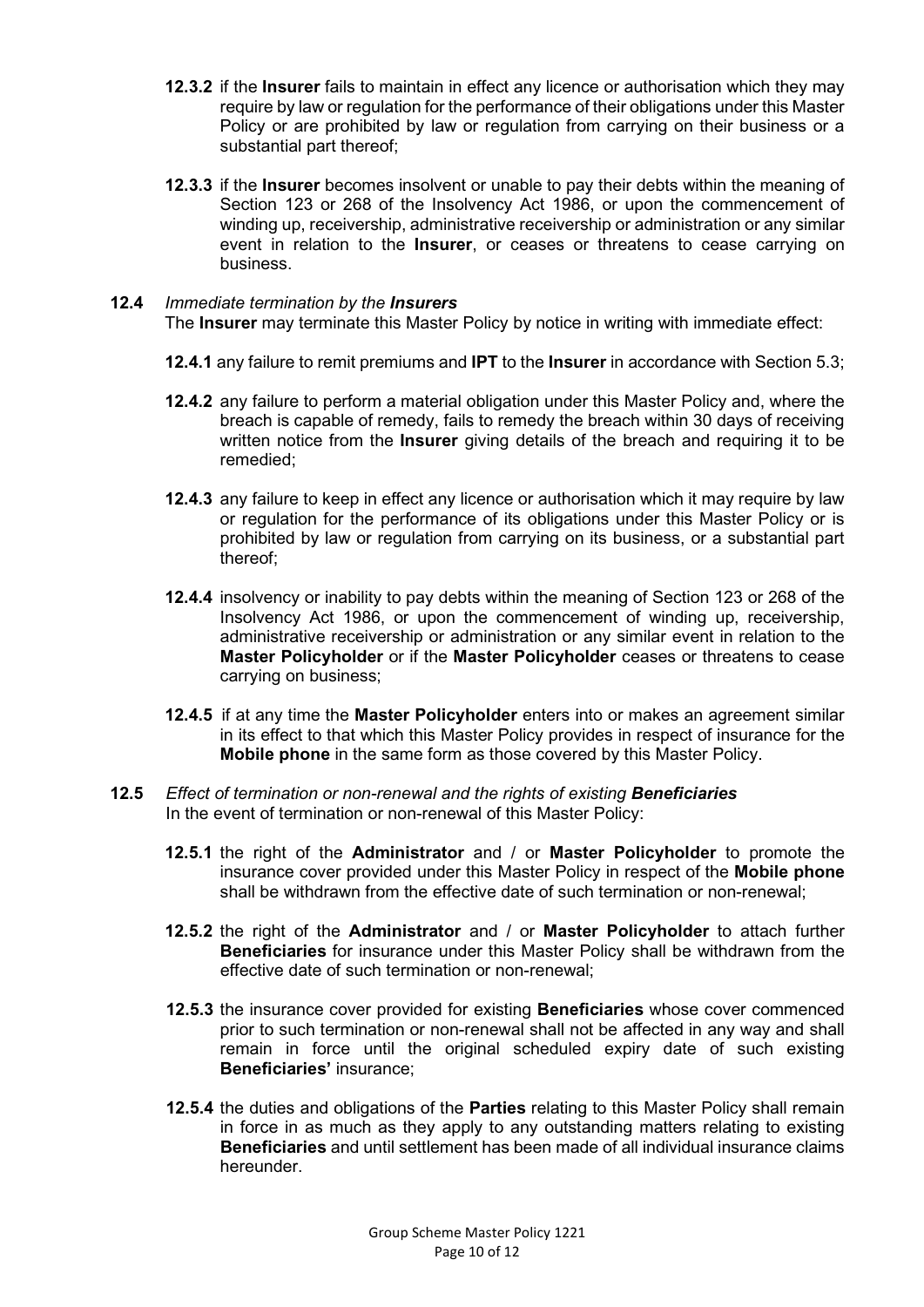**12.3.2** if the **Insurer** fails to maintain in effect any licence or authorisation which they may require by law or regulation for the performance of their obligations under this Master Policy or are prohibited by law or regulation from carrying on their business or a substantial part thereof;

**12.3.3** if the **Insurer** becomes insolvent or unable to pay their debts within the meaning of Section 123 or 268 of the Insolvency Act 1986, or upon the commencement of winding up, receivership, administrative receivership or administration or any similar event in relation to the **Insurer**, or ceases or threatens to cease carrying on business.

**12.4** *Immediate termination by the **Insurers***

The **Insurer** may terminate this Master Policy by notice in writing with immediate effect:

**12.4.1** any failure to remit premiums and **IPT** to the **Insurer** in accordance with Section 5.3;

**12.4.2** any failure to perform a material obligation under this Master Policy and, where the breach is capable of remedy, fails to remedy the breach within 30 days of receiving written notice from the **Insurer** giving details of the breach and requiring it to be remedied;

**12.4.3** any failure to keep in effect any licence or authorisation which it may require by law or regulation for the performance of its obligations under this Master Policy or is prohibited by law or regulation from carrying on its business, or a substantial part thereof;

**12.4.4** insolvency or inability to pay debts within the meaning of Section 123 or 268 of the Insolvency Act 1986, or upon the commencement of winding up, receivership, administrative receivership or administration or any similar event in relation to the **Master Policyholder** or if the **Master Policyholder** ceases or threatens to cease carrying on business;

**12.4.5** if at any time the **Master Policyholder** enters into or makes an agreement similar in its effect to that which this Master Policy provides in respect of insurance for the **Mobile phone** in the same form as those covered by this Master Policy.

**12.5** *Effect of termination or non-renewal and the rights of existing **Beneficiaries***

In the event of termination or non-renewal of this Master Policy:

**12.5.1** the right of the **Administrator** and / or **Master Policyholder** to promote the insurance cover provided under this Master Policy in respect of the **Mobile phone** shall be withdrawn from the effective date of such termination or non-renewal;

**12.5.2** the right of the **Administrator** and / or **Master Policyholder** to attach further **Beneficiaries** for insurance under this Master Policy shall be withdrawn from the effective date of such termination or non-renewal;

**12.5.3** the insurance cover provided for existing **Beneficiaries** whose cover commenced prior to such termination or non-renewal shall not be affected in any way and shall remain in force until the original scheduled expiry date of such existing **Beneficiaries'** insurance;

**12.5.4** the duties and obligations of the **Parties** relating to this Master Policy shall remain in force in as much as they apply to any outstanding matters relating to existing **Beneficiaries** and until settlement has been made of all individual insurance claims hereunder.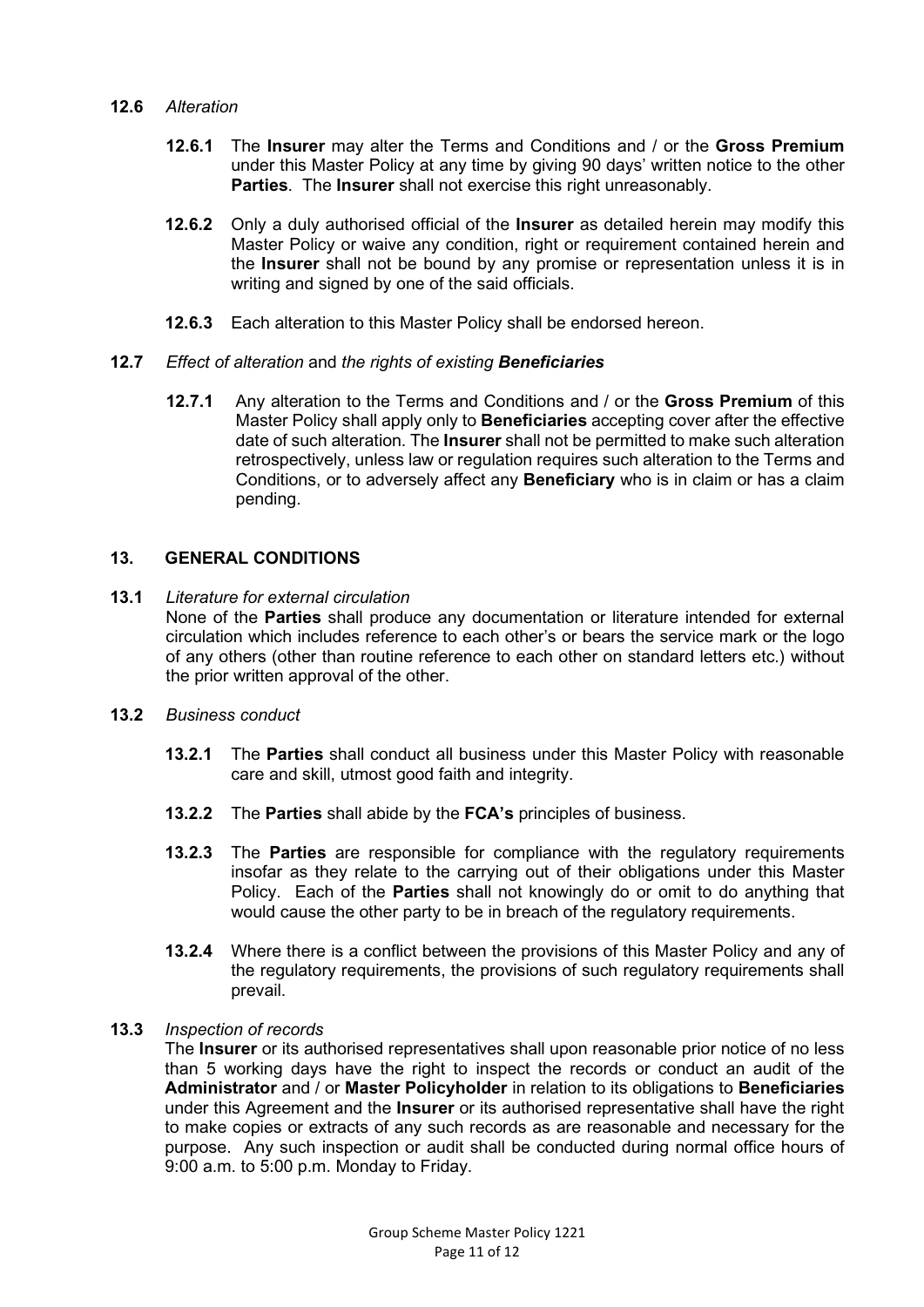**12.6** *Alteration*

> **12.6.1** The **Insurer** may alter the Terms and Conditions and / or the **Gross Premium** under this Master Policy at any time by giving 90 days' written notice to the other **Parties**. The **Insurer** shall not exercise this right unreasonably.

> **12.6.2** Only a duly authorised official of the **Insurer** as detailed herein may modify this Master Policy or waive any condition, right or requirement contained herein and the **Insurer** shall not be bound by any promise or representation unless it is in writing and signed by one of the said officials.

> **12.6.3** Each alteration to this Master Policy shall be endorsed hereon.

**12.7** *Effect of alteration* and *the rights of existing* ***Beneficiaries***

> **12.7.1** Any alteration to the Terms and Conditions and / or the **Gross Premium** of this Master Policy shall apply only to **Beneficiaries** accepting cover after the effective date of such alteration. The **Insurer** shall not be permitted to make such alteration retrospectively, unless law or regulation requires such alteration to the Terms and Conditions, or to adversely affect any **Beneficiary** who is in claim or has a claim pending.

## 13. GENERAL CONDITIONS

**13.1** *Literature for external circulation*
None of the **Parties** shall produce any documentation or literature intended for external circulation which includes reference to each other's or bears the service mark or the logo of any others (other than routine reference to each other on standard letters etc.) without the prior written approval of the other.

**13.2** *Business conduct*

> **13.2.1** The **Parties** shall conduct all business under this Master Policy with reasonable care and skill, utmost good faith and integrity.

> **13.2.2** The **Parties** shall abide by the **FCA's** principles of business.

> **13.2.3** The **Parties** are responsible for compliance with the regulatory requirements insofar as they relate to the carrying out of their obligations under this Master Policy. Each of the **Parties** shall not knowingly do or omit to do anything that would cause the other party to be in breach of the regulatory requirements.

> **13.2.4** Where there is a conflict between the provisions of this Master Policy and any of the regulatory requirements, the provisions of such regulatory requirements shall prevail.

**13.3** *Inspection of records*
The **Insurer** or its authorised representatives shall upon reasonable prior notice of no less than 5 working days have the right to inspect the records or conduct an audit of the **Administrator** and / or **Master Policyholder** in relation to its obligations to **Beneficiaries** under this Agreement and the **Insurer** or its authorised representative shall have the right to make copies or extracts of any such records as are reasonable and necessary for the purpose. Any such inspection or audit shall be conducted during normal office hours of 9:00 a.m. to 5:00 p.m. Monday to Friday.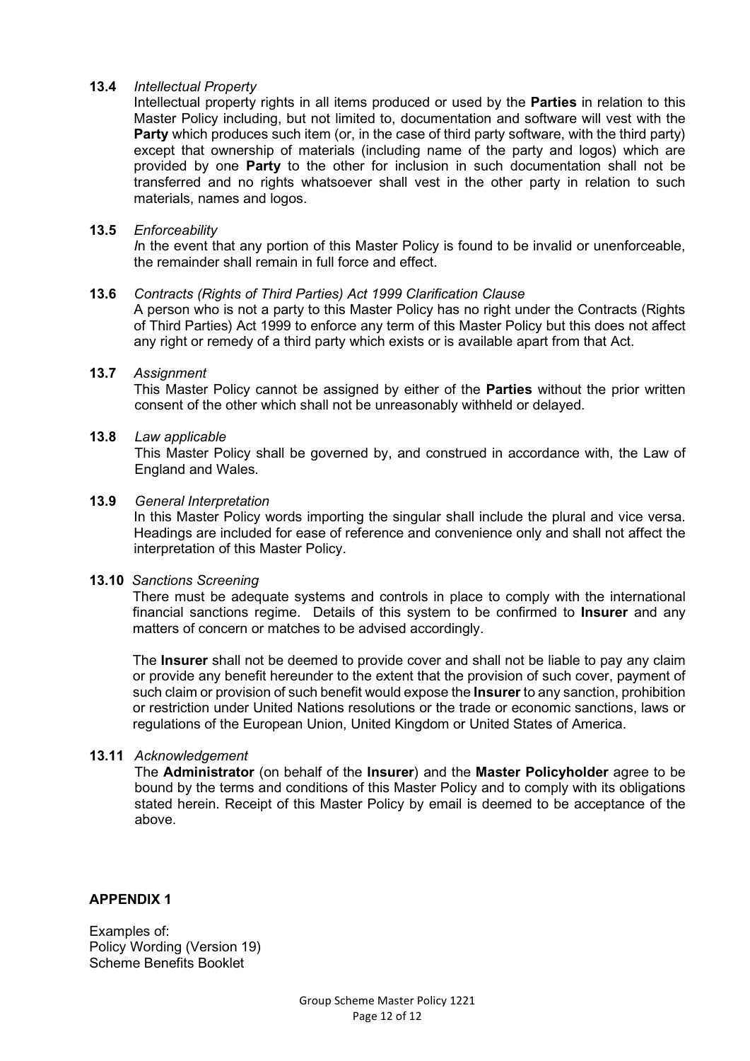**13.4** *Intellectual Property*

Intellectual property rights in all items produced or used by the **Parties** in relation to this Master Policy including, but not limited to, documentation and software will vest with the **Party** which produces such item (or, in the case of third party software, with the third party) except that ownership of materials (including name of the party and logos) which are provided by one **Party** to the other for inclusion in such documentation shall not be transferred and no rights whatsoever shall vest in the other party in relation to such materials, names and logos.

**13.5** *Enforceability*

*I*n the event that any portion of this Master Policy is found to be invalid or unenforceable, the remainder shall remain in full force and effect.

**13.6** *Contracts (Rights of Third Parties) Act 1999 Clarification Clause*

A person who is not a party to this Master Policy has no right under the Contracts (Rights of Third Parties) Act 1999 to enforce any term of this Master Policy but this does not affect any right or remedy of a third party which exists or is available apart from that Act.

**13.7** *Assignment*

This Master Policy cannot be assigned by either of the **Parties** without the prior written consent of the other which shall not be unreasonably withheld or delayed.

**13.8** *Law applicable*

This Master Policy shall be governed by, and construed in accordance with, the Law of England and Wales.

**13.9** *General Interpretation*

In this Master Policy words importing the singular shall include the plural and vice versa. Headings are included for ease of reference and convenience only and shall not affect the interpretation of this Master Policy.

**13.10** *Sanctions Screening*

There must be adequate systems and controls in place to comply with the international financial sanctions regime. Details of this system to be confirmed to **Insurer** and any matters of concern or matches to be advised accordingly.

The **Insurer** shall not be deemed to provide cover and shall not be liable to pay any claim or provide any benefit hereunder to the extent that the provision of such cover, payment of such claim or provision of such benefit would expose the **Insurer** to any sanction, prohibition or restriction under United Nations resolutions or the trade or economic sanctions, laws or regulations of the European Union, United Kingdom or United States of America.

**13.11** *Acknowledgement*

The **Administrator** (on behalf of the **Insurer**) and the **Master Policyholder** agree to be bound by the terms and conditions of this Master Policy and to comply with its obligations stated herein. Receipt of this Master Policy by email is deemed to be acceptance of the above.

**APPENDIX 1**

Examples of:
Policy Wording (Version 19)
Scheme Benefits Booklet